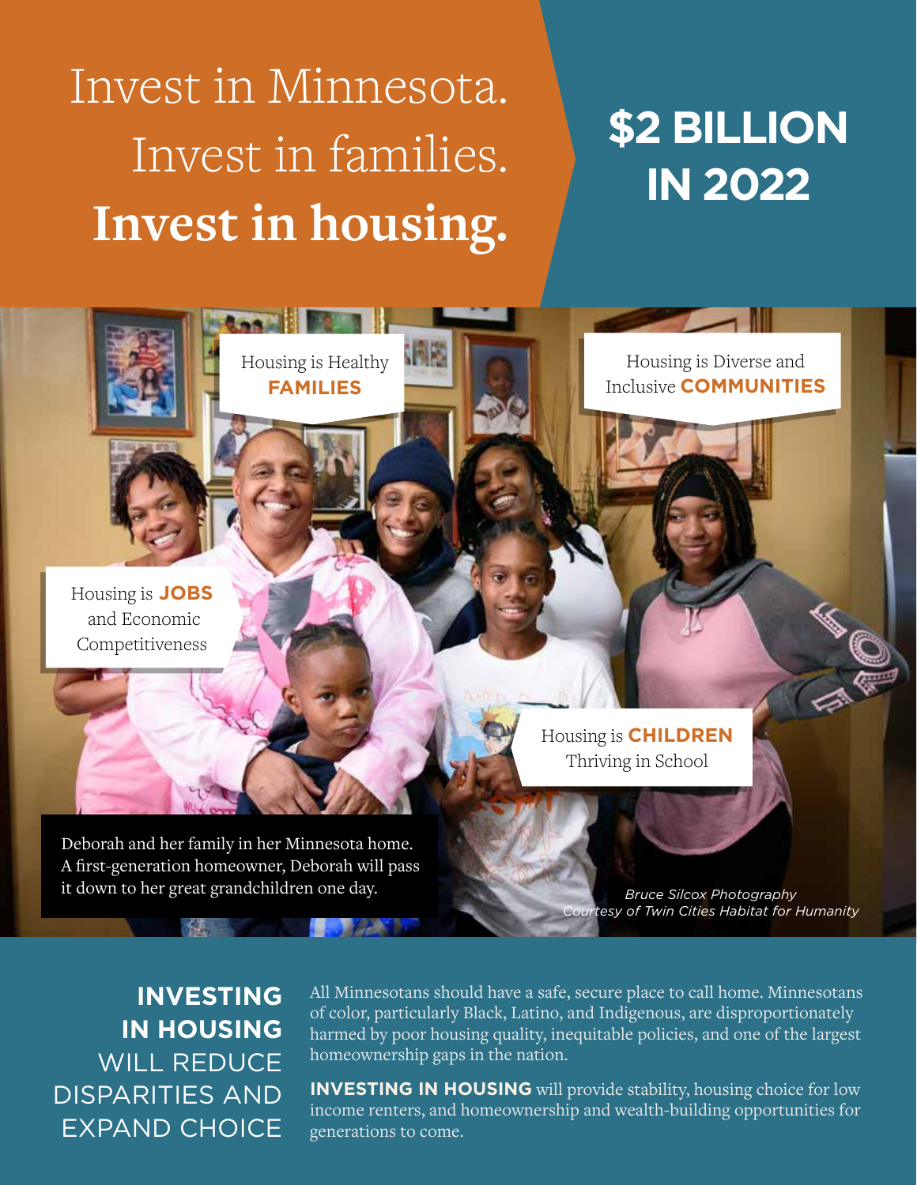# Invest in Minnesota. Invest in families. **Invest in housing.**

## $2 BILLION IN 2022

Housing is Healthy **FAMILIES**

Housing is Diverse and Inclusive **COMMUNITIES**

Housing is **JOBS** and Economic Competitiveness

Housing is **CHILDREN** Thriving in School

Deborah and her family in her Minnesota home. A first-generation homeowner, Deborah will pass it down to her great grandchildren one day.

*Bruce Silcox Photography*
*Courtesy of Twin Cities Habitat for Humanity*

## **INVESTING IN HOUSING** WILL REDUCE DISPARITIES AND EXPAND CHOICE

All Minnesotans should have a safe, secure place to call home. Minnesotans of color, particularly Black, Latino, and Indigenous, are disproportionately harmed by poor housing quality, inequitable policies, and one of the largest homeownership gaps in the nation.

**INVESTING IN HOUSING** will provide stability, housing choice for low income renters, and homeownership and wealth-building opportunities for generations to come.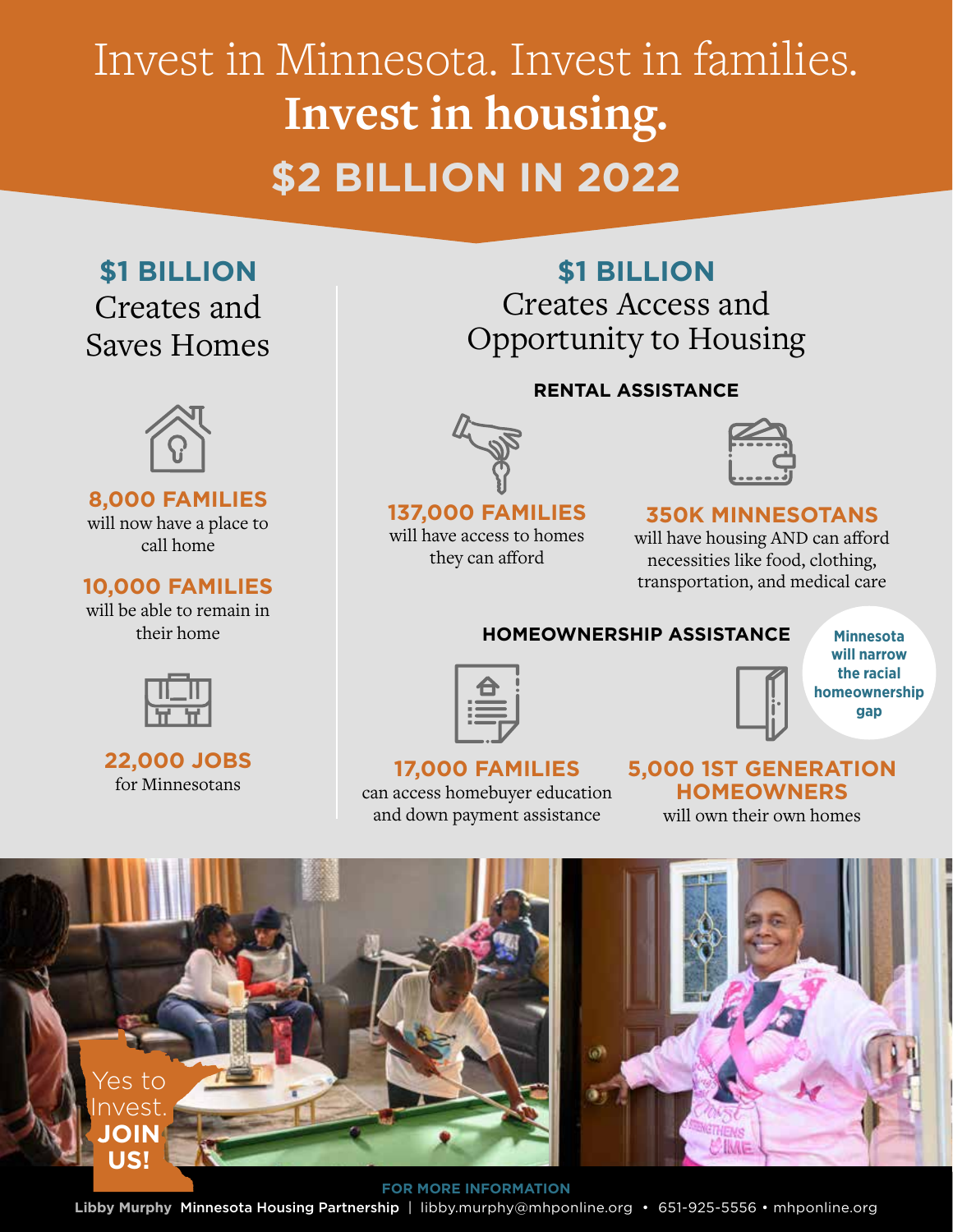# Invest in Minnesota. Invest in families. **Invest in housing.**

## $2 BILLION IN 2022

### $1 BILLION
Creates and Saves Homes

**8,000 FAMILIES**
will now have a place to call home

**10,000 FAMILIES**
will be able to remain in their home

**22,000 JOBS**
for Minnesotans

### $1 BILLION
Creates Access and Opportunity to Housing

**RENTAL ASSISTANCE**

**137,000 FAMILIES**
will have access to homes they can afford

**350K MINNESOTANS**
will have housing AND can afford necessities like food, clothing, transportation, and medical care

**HOMEOWNERSHIP ASSISTANCE**

**Minnesota will narrow the racial homeownership gap**

**17,000 FAMILIES**
can access homebuyer education and down payment assistance

**5,000 1ST GENERATION HOMEOWNERS**
will own their own homes

Yes to Invest. **JOIN US!**

**FOR MORE INFORMATION**

**Libby Murphy** Minnesota Housing Partnership | libby.murphy@mhponline.org • 651-925-5556 • mhponline.org